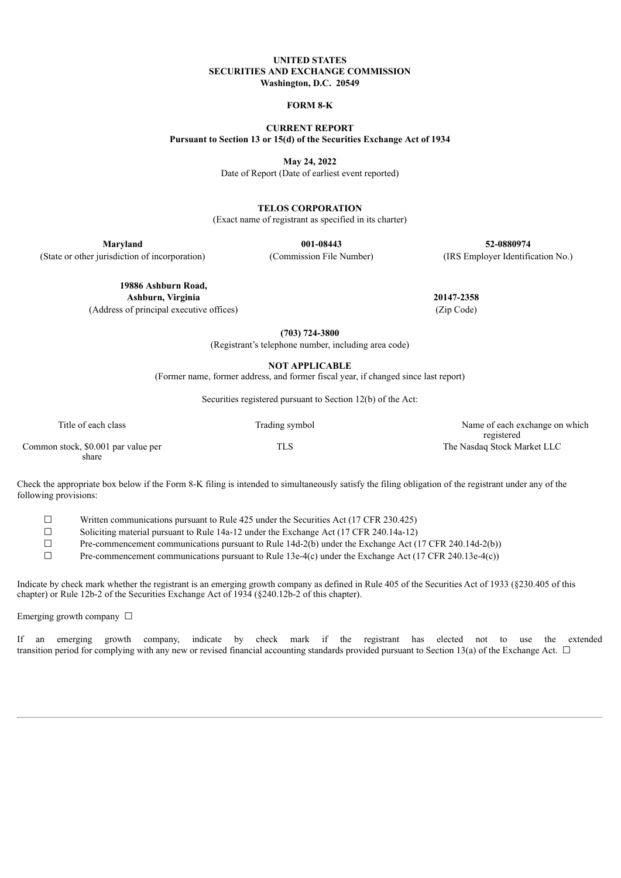**UNITED STATES**
**SECURITIES AND EXCHANGE COMMISSION**
**Washington, D.C. 20549**

**FORM 8-K**

**CURRENT REPORT**
**Pursuant to Section 13 or 15(d) of the Securities Exchange Act of 1934**

**May 24, 2022**
Date of Report (Date of earliest event reported)

**TELOS CORPORATION**
(Exact name of registrant as specified in its charter)

| **Maryland** | **001-08443** | **52-0880974** |
|---|---|---|
| (State or other jurisdiction of incorporation) | (Commission File Number) | (IRS Employer Identification No.) |

| **19886 Ashburn Road, Ashburn, Virginia** | **20147-2358** |
|---|---|
| (Address of principal executive offices) | (Zip Code) |

**(703) 724-3800**
(Registrant's telephone number, including area code)

**NOT APPLICABLE**
(Former name, former address, and former fiscal year, if changed since last report)

Securities registered pursuant to Section 12(b) of the Act:

| Title of each class | Trading symbol | Name of each exchange on which registered |
|---|---|---|
| Common stock, $0.001 par value per share | TLS | The Nasdaq Stock Market LLC |

Check the appropriate box below if the Form 8-K filing is intended to simultaneously satisfy the filing obligation of the registrant under any of the following provisions:

☐ Written communications pursuant to Rule 425 under the Securities Act (17 CFR 230.425)
☐ Soliciting material pursuant to Rule 14a-12 under the Exchange Act (17 CFR 240.14a-12)
☐ Pre-commencement communications pursuant to Rule 14d-2(b) under the Exchange Act (17 CFR 240.14d-2(b))
☐ Pre-commencement communications pursuant to Rule 13e-4(c) under the Exchange Act (17 CFR 240.13e-4(c))

Indicate by check mark whether the registrant is an emerging growth company as defined in Rule 405 of the Securities Act of 1933 (§230.405 of this chapter) or Rule 12b-2 of the Securities Exchange Act of 1934 (§240.12b-2 of this chapter).

Emerging growth company ☐

If an emerging growth company, indicate by check mark if the registrant has elected not to use the extended transition period for complying with any new or revised financial accounting standards provided pursuant to Section 13(a) of the Exchange Act. ☐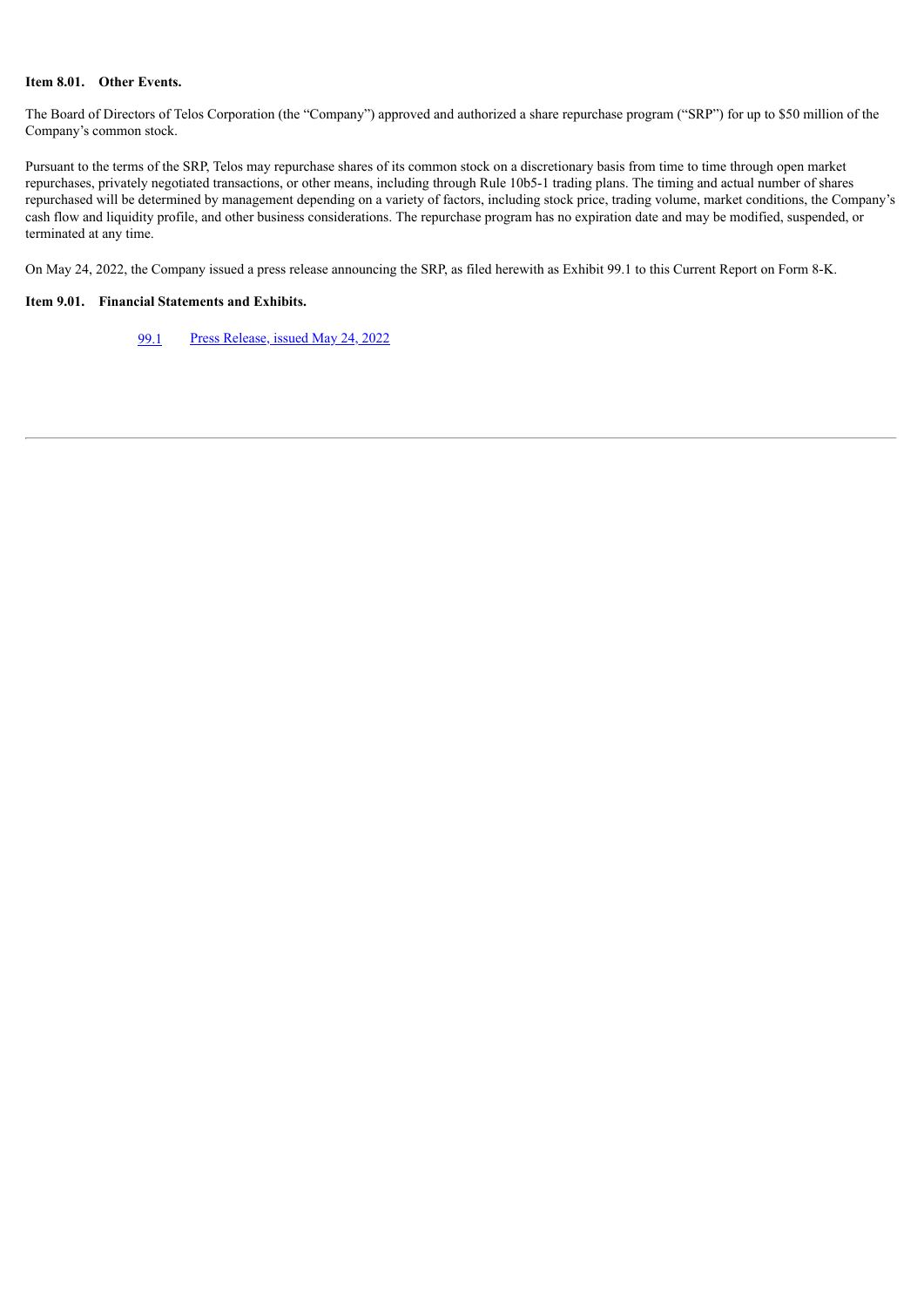**Item 8.01. Other Events.**

The Board of Directors of Telos Corporation (the "Company") approved and authorized a share repurchase program ("SRP") for up to $50 million of the Company's common stock.

Pursuant to the terms of the SRP, Telos may repurchase shares of its common stock on a discretionary basis from time to time through open market repurchases, privately negotiated transactions, or other means, including through Rule 10b5-1 trading plans. The timing and actual number of shares repurchased will be determined by management depending on a variety of factors, including stock price, trading volume, market conditions, the Company's cash flow and liquidity profile, and other business considerations. The repurchase program has no expiration date and may be modified, suspended, or terminated at any time.

On May 24, 2022, the Company issued a press release announcing the SRP, as filed herewith as Exhibit 99.1 to this Current Report on Form 8-K.

**Item 9.01. Financial Statements and Exhibits.**

| | |
|---|---|
| 99.1 | Press Release, issued May 24, 2022 |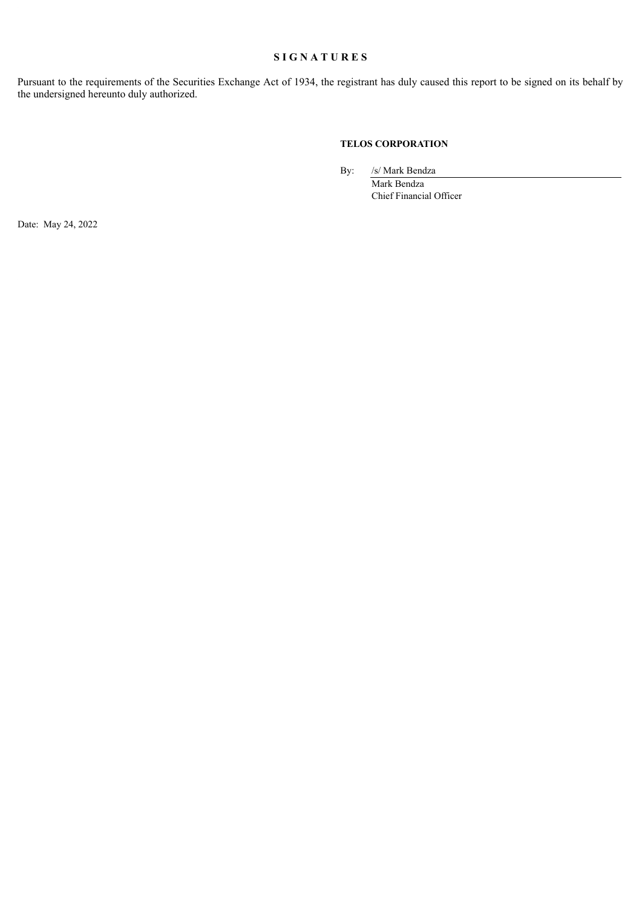## SIGNATURES

Pursuant to the requirements of the Securities Exchange Act of 1934, the registrant has duly caused this report to be signed on its behalf by the undersigned hereunto duly authorized.

**TELOS CORPORATION**

By: /s/ Mark Bendza
Mark Bendza
Chief Financial Officer

Date: May 24, 2022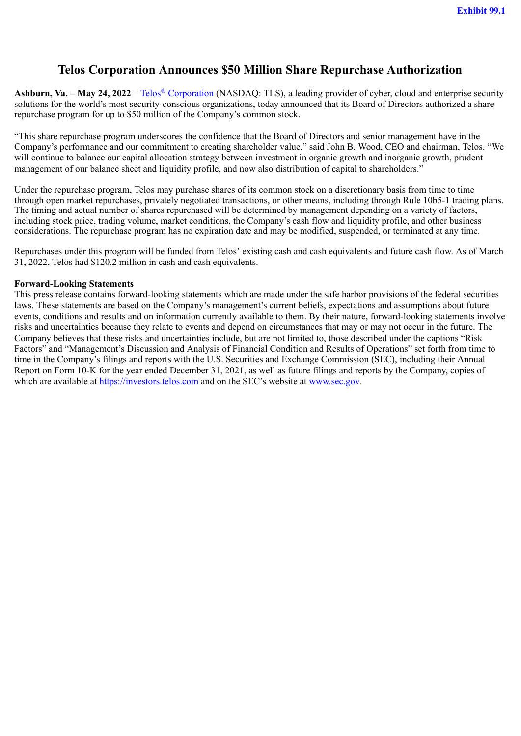Exhibit 99.1

# Telos Corporation Announces $50 Million Share Repurchase Authorization

**Ashburn, Va. – May 24, 2022** – Telos® Corporation (NASDAQ: TLS), a leading provider of cyber, cloud and enterprise security solutions for the world's most security-conscious organizations, today announced that its Board of Directors authorized a share repurchase program for up to $50 million of the Company's common stock.

"This share repurchase program underscores the confidence that the Board of Directors and senior management have in the Company's performance and our commitment to creating shareholder value," said John B. Wood, CEO and chairman, Telos. "We will continue to balance our capital allocation strategy between investment in organic growth and inorganic growth, prudent management of our balance sheet and liquidity profile, and now also distribution of capital to shareholders."

Under the repurchase program, Telos may purchase shares of its common stock on a discretionary basis from time to time through open market repurchases, privately negotiated transactions, or other means, including through Rule 10b5-1 trading plans. The timing and actual number of shares repurchased will be determined by management depending on a variety of factors, including stock price, trading volume, market conditions, the Company's cash flow and liquidity profile, and other business considerations. The repurchase program has no expiration date and may be modified, suspended, or terminated at any time.

Repurchases under this program will be funded from Telos' existing cash and cash equivalents and future cash flow. As of March 31, 2022, Telos had $120.2 million in cash and cash equivalents.

**Forward-Looking Statements**

This press release contains forward-looking statements which are made under the safe harbor provisions of the federal securities laws. These statements are based on the Company's management's current beliefs, expectations and assumptions about future events, conditions and results and on information currently available to them. By their nature, forward-looking statements involve risks and uncertainties because they relate to events and depend on circumstances that may or may not occur in the future. The Company believes that these risks and uncertainties include, but are not limited to, those described under the captions "Risk Factors" and "Management's Discussion and Analysis of Financial Condition and Results of Operations" set forth from time to time in the Company's filings and reports with the U.S. Securities and Exchange Commission (SEC), including their Annual Report on Form 10-K for the year ended December 31, 2021, as well as future filings and reports by the Company, copies of which are available at https://investors.telos.com and on the SEC's website at www.sec.gov.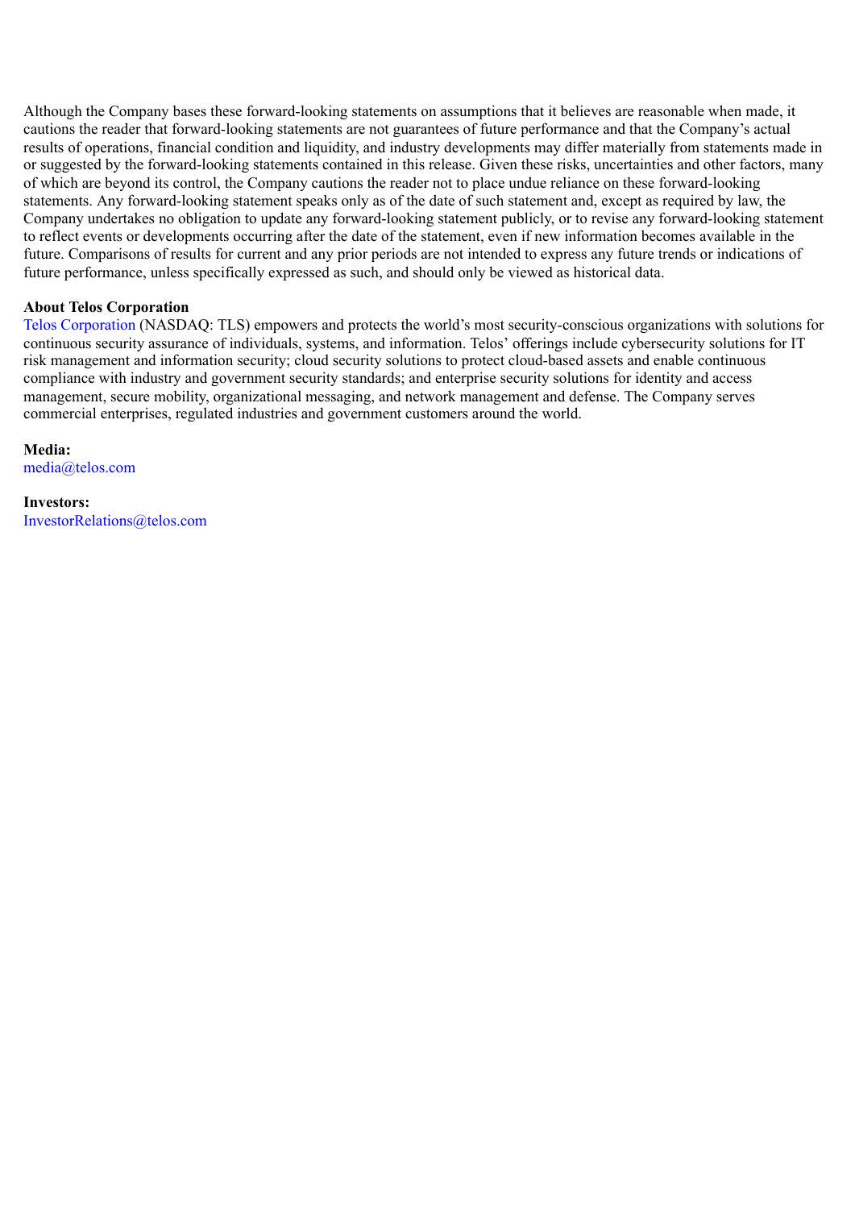Although the Company bases these forward-looking statements on assumptions that it believes are reasonable when made, it cautions the reader that forward-looking statements are not guarantees of future performance and that the Company's actual results of operations, financial condition and liquidity, and industry developments may differ materially from statements made in or suggested by the forward-looking statements contained in this release. Given these risks, uncertainties and other factors, many of which are beyond its control, the Company cautions the reader not to place undue reliance on these forward-looking statements. Any forward-looking statement speaks only as of the date of such statement and, except as required by law, the Company undertakes no obligation to update any forward-looking statement publicly, or to revise any forward-looking statement to reflect events or developments occurring after the date of the statement, even if new information becomes available in the future. Comparisons of results for current and any prior periods are not intended to express any future trends or indications of future performance, unless specifically expressed as such, and should only be viewed as historical data.

**About Telos Corporation**

Telos Corporation (NASDAQ: TLS) empowers and protects the world's most security-conscious organizations with solutions for continuous security assurance of individuals, systems, and information. Telos' offerings include cybersecurity solutions for IT risk management and information security; cloud security solutions to protect cloud-based assets and enable continuous compliance with industry and government security standards; and enterprise security solutions for identity and access management, secure mobility, organizational messaging, and network management and defense. The Company serves commercial enterprises, regulated industries and government customers around the world.

**Media:**
media@telos.com

**Investors:**
InvestorRelations@telos.com